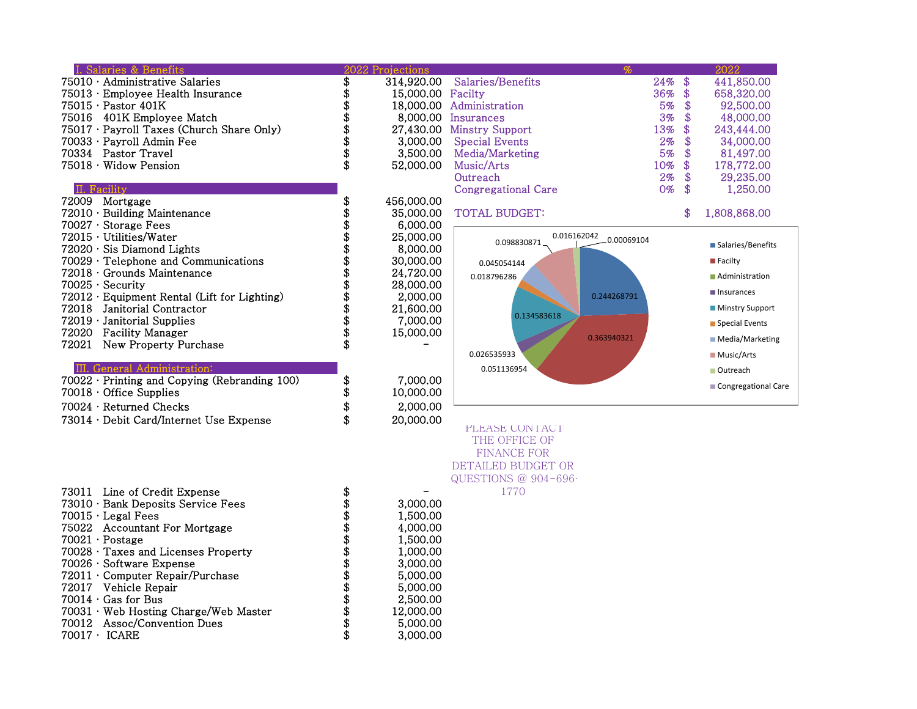## I. Salaries & Benefits

| Account | Item | 2022 Projections |
|---|---|---|
| 75010 · | Administrative Salaries | $ 314,920.00 |
| 75013 · | Employee Health Insurance | $ 15,000.00 |
| 75015 · | Pastor 401K | $ 18,000.00 |
| 75016 | 401K Employee Match | $ 8,000.00 |
| 75017 · | Payroll Taxes (Church Share Only) | $ 27,430.00 |
| 70033 · | Payroll Admin Fee | $ 3,000.00 |
| 70334 | Pastor Travel | $ 3,500.00 |
| 75018 · | Widow Pension | $ 52,000.00 |

## II. Facility

| Account | Item | 2022 Projections |
|---|---|---|
| 72009 | Mortgage | $ 456,000.00 |
| 72010 · | Building Maintenance | $ 35,000.00 |
| 70027 · | Storage Fees | $ 6,000.00 |
| 72015 · | Utilities/Water | $ 25,000.00 |
| 72020 · | Sis Diamond Lights | $ 8,000.00 |
| 70029 · | Telephone and Communications | $ 30,000.00 |
| 72018 · | Grounds Maintenance | $ 24,720.00 |
| 70025 · | Security | $ 28,000.00 |
| 72012 · | Equipment Rental (Lift for Lighting) | $ 2,000.00 |
| 72018 | Janitorial Contractor | $ 21,600.00 |
| 72019 · | Janitorial Supplies | $ 7,000.00 |
| 72020 | Facility Manager | $ 15,000.00 |
| 72021 | New Property Purchase | $ - |

## III. General Administration:

| Account | Item | 2022 Projections |
|---|---|---|
| 70022 · | Printing and Copying (Rebranding 100) | $ 7,000.00 |
| 70018 · | Office Supplies | $ 10,000.00 |
| 70024 · | Returned Checks | $ 2,000.00 |
| 73014 · | Debit Card/Internet Use Expense | $ 20,000.00 |
| 73011 | Line of Credit Expense | $ - |
| 73010 · | Bank Deposits Service Fees | $ 3,000.00 |
| 70015 · | Legal Fees | $ 1,500.00 |
| 75022 | Accountant For Mortgage | $ 4,000.00 |
| 70021 · | Postage | $ 1,500.00 |
| 70028 · | Taxes and Licenses Property | $ 1,000.00 |
| 70026 · | Software Expense | $ 3,000.00 |
| 72011 · | Computer Repair/Purchase | $ 5,000.00 |
| 72017 | Vehicle Repair | $ 5,000.00 |
| 70014 · | Gas for Bus | $ 2,500.00 |
| 70031 · | Web Hosting Charge/Web Master | $ 12,000.00 |
| 70012 | Assoc/Convention Dues | $ 5,000.00 |
| 70017 · | ICARE | $ 3,000.00 |

| | % | 2022 |
|---|---|---|
| Salaries/Benefits | 24% | $ 441,850.00 |
| Facilty | 36% | $ 658,320.00 |
| Administration | 5% | $ 92,500.00 |
| Insurances | 3% | $ 48,000.00 |
| Minstry Support | 13% | $ 243,444.00 |
| Special Events | 2% | $ 34,000.00 |
| Media/Marketing | 5% | $ 81,497.00 |
| Music/Arts | 10% | $ 178,772.00 |
| Outreach | 2% | $ 29,235.00 |
| Congregational Care | 0% | $ 1,250.00 |
| **TOTAL BUDGET:** | | $ 1,808,868.00 |

| Category | Share |
|---|---|
| Salaries/Benefits | 0.244268791 |
| Facilty | 0.363940321 |
| Administration | 0.051136954 |
| Insurances | 0.026535933 |
| Minstry Support | 0.134583618 |
| Special Events | 0.018796286 |
| Media/Marketing | 0.045054144 |
| Music/Arts | 0.098830871 |
| Outreach | 0.016162042 |
| Congregational Care | 0.00069104 |

PLEASE CONTACT THE OFFICE OF FINANCE FOR DETAILED BUDGET OR QUESTIONS @ 904-696-1770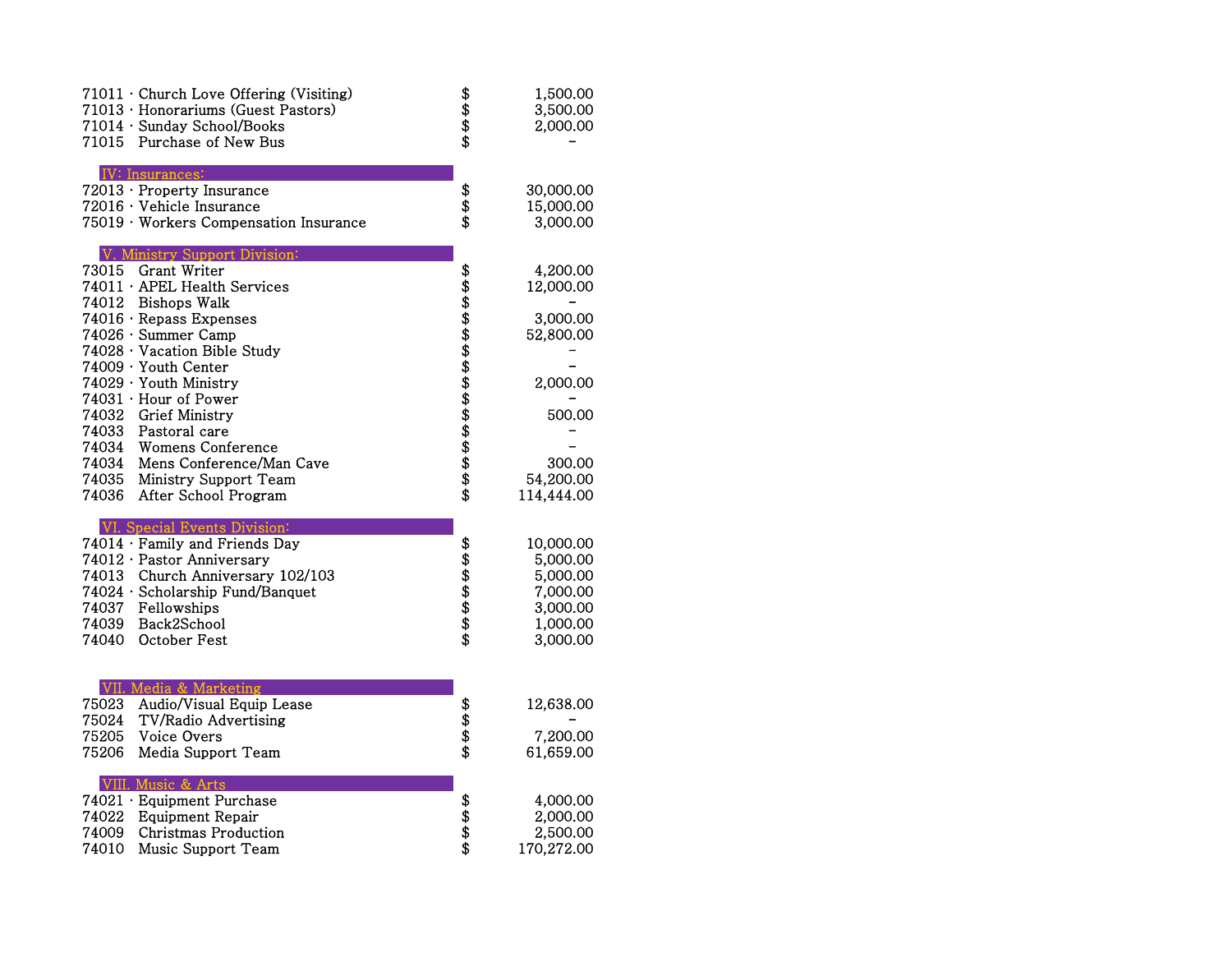| Account | Amount |
|---|---|
| 71011 · Church Love Offering (Visiting) | $ 1,500.00 |
| 71013 · Honorariums (Guest Pastors) | $ 3,500.00 |
| 71014 · Sunday School/Books | $ 2,000.00 |
| 71015 Purchase of New Bus | $ - |
| **IV: Insurances:** | |
| 72013 · Property Insurance | $ 30,000.00 |
| 72016 · Vehicle Insurance | $ 15,000.00 |
| 75019 · Workers Compensation Insurance | $ 3,000.00 |
| **V. Ministry Support Division:** | |
| 73015 Grant Writer | $ 4,200.00 |
| 74011 · APEL Health Services | $ 12,000.00 |
| 74012 Bishops Walk | $ - |
| 74016 · Repass Expenses | $ 3,000.00 |
| 74026 · Summer Camp | $ 52,800.00 |
| 74028 · Vacation Bible Study | $ - |
| 74009 · Youth Center | $ - |
| 74029 · Youth Ministry | $ 2,000.00 |
| 74031 · Hour of Power | $ - |
| 74032 Grief Ministry | $ 500.00 |
| 74033 Pastoral care | $ - |
| 74034 Womens Conference | $ - |
| 74034 Mens Conference/Man Cave | $ 300.00 |
| 74035 Ministry Support Team | $ 54,200.00 |
| 74036 After School Program | $ 114,444.00 |
| **VI. Special Events Division:** | |
| 74014 · Family and Friends Day | $ 10,000.00 |
| 74012 · Pastor Anniversary | $ 5,000.00 |
| 74013 Church Anniversary 102/103 | $ 5,000.00 |
| 74024 · Scholarship Fund/Banquet | $ 7,000.00 |
| 74037 Fellowships | $ 3,000.00 |
| 74039 Back2School | $ 1,000.00 |
| 74040 October Fest | $ 3,000.00 |
| **VII. Media & Marketing** | |
| 75023 Audio/Visual Equip Lease | $ 12,638.00 |
| 75024 TV/Radio Advertising | $ - |
| 75205 Voice Overs | $ 7,200.00 |
| 75206 Media Support Team | $ 61,659.00 |
| **VIII. Music & Arts** | |
| 74021 · Equipment Purchase | $ 4,000.00 |
| 74022 Equipment Repair | $ 2,000.00 |
| 74009 Christmas Production | $ 2,500.00 |
| 74010 Music Support Team | $ 170,272.00 |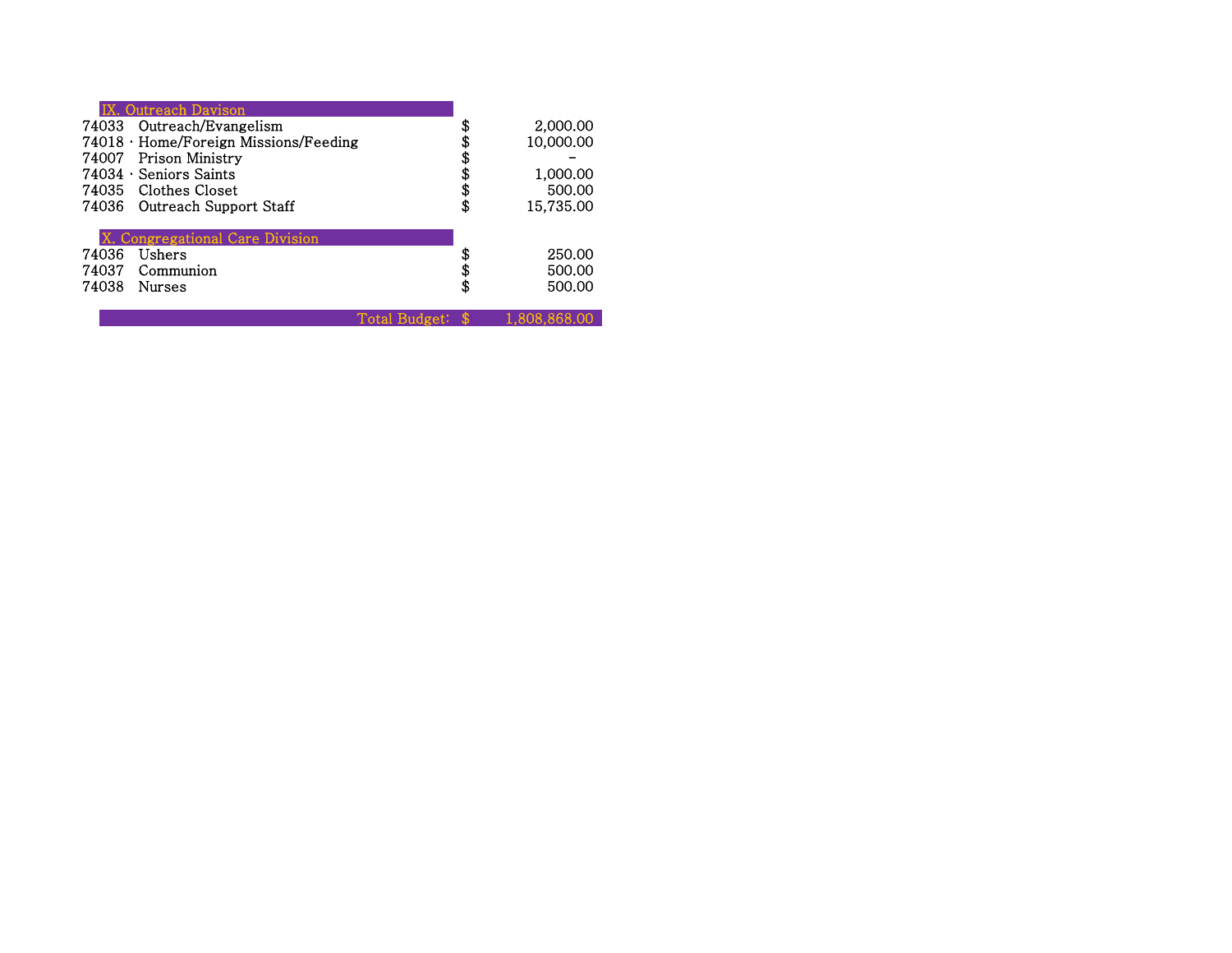| Code | Item | Amount |
|---|---|---|
| | **IX. Outreach Davison** | |
| 74033 | Outreach/Evangelism | $ 2,000.00 |
| 74018 · | Home/Foreign Missions/Feeding | $ 10,000.00 |
| 74007 | Prison Ministry | $ - |
| 74034 · | Seniors Saints | $ 1,000.00 |
| 74035 | Clothes Closet | $ 500.00 |
| 74036 | Outreach Support Staff | $ 15,735.00 |
| | **X. Congregational Care Division** | |
| 74036 | Ushers | $ 250.00 |
| 74037 | Communion | $ 500.00 |
| 74038 | Nurses | $ 500.00 |
| | **Total Budget:** | **$ 1,808,868.00** |